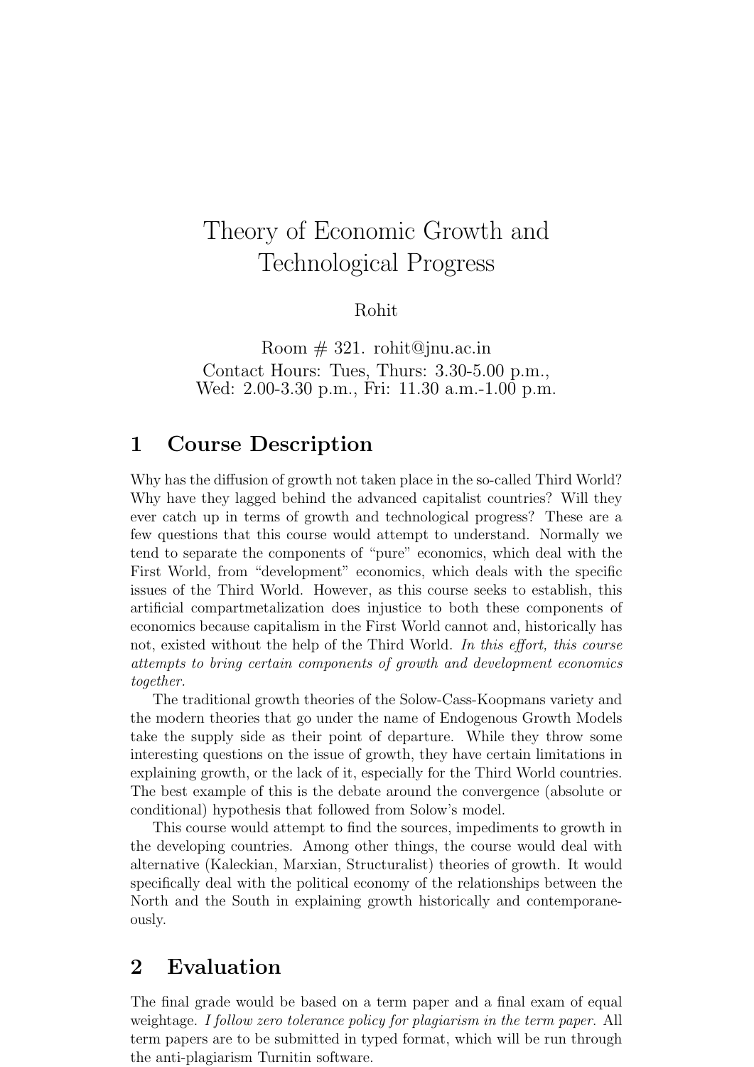# Theory of Economic Growth and Technological Progress

Rohit

Room # 321. rohit@jnu.ac.in
Contact Hours: Tues, Thurs: 3.30-5.00 p.m.,
Wed: 2.00-3.30 p.m., Fri: 11.30 a.m.-1.00 p.m.

## 1 Course Description

Why has the diffusion of growth not taken place in the so-called Third World? Why have they lagged behind the advanced capitalist countries? Will they ever catch up in terms of growth and technological progress? These are a few questions that this course would attempt to understand. Normally we tend to separate the components of "pure" economics, which deal with the First World, from "development" economics, which deals with the specific issues of the Third World. However, as this course seeks to establish, this artificial compartmetalization does injustice to both these components of economics because capitalism in the First World cannot and, historically has not, existed without the help of the Third World. *In this effort, this course attempts to bring certain components of growth and development economics together.*

The traditional growth theories of the Solow-Cass-Koopmans variety and the modern theories that go under the name of Endogenous Growth Models take the supply side as their point of departure. While they throw some interesting questions on the issue of growth, they have certain limitations in explaining growth, or the lack of it, especially for the Third World countries. The best example of this is the debate around the convergence (absolute or conditional) hypothesis that followed from Solow's model.

This course would attempt to find the sources, impediments to growth in the developing countries. Among other things, the course would deal with alternative (Kaleckian, Marxian, Structuralist) theories of growth. It would specifically deal with the political economy of the relationships between the North and the South in explaining growth historically and contemporaneously.

## 2 Evaluation

The final grade would be based on a term paper and a final exam of equal weightage. *I follow zero tolerance policy for plagiarism in the term paper.* All term papers are to be submitted in typed format, which will be run through the anti-plagiarism Turnitin software.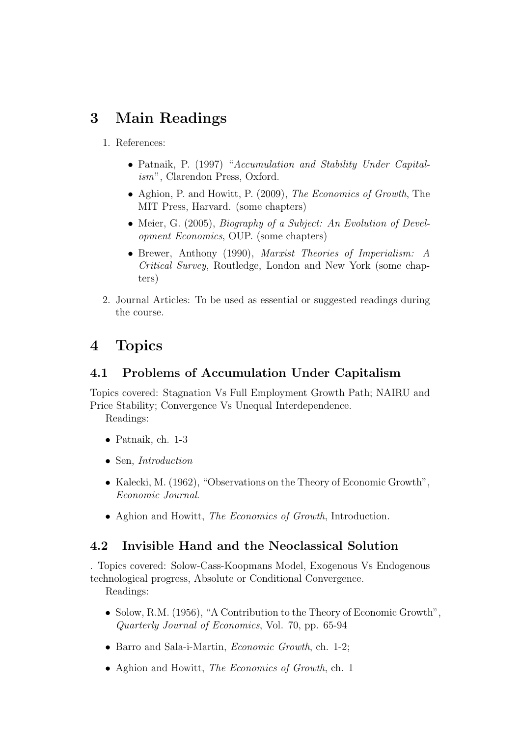## 3 Main Readings

1. References:

   - Patnaik, P. (1997) "*Accumulation and Stability Under Capitalism*", Clarendon Press, Oxford.
   - Aghion, P. and Howitt, P. (2009), *The Economics of Growth*, The MIT Press, Harvard. (some chapters)
   - Meier, G. (2005), *Biography of a Subject: An Evolution of Development Economics*, OUP. (some chapters)
   - Brewer, Anthony (1990), *Marxist Theories of Imperialism: A Critical Survey*, Routledge, London and New York (some chapters)

2. Journal Articles: To be used as essential or suggested readings during the course.

## 4 Topics

### 4.1 Problems of Accumulation Under Capitalism

Topics covered: Stagnation Vs Full Employment Growth Path; NAIRU and Price Stability; Convergence Vs Unequal Interdependence.

Readings:

- Patnaik, ch. 1-3
- Sen, *Introduction*
- Kalecki, M. (1962), "Observations on the Theory of Economic Growth", *Economic Journal*.
- Aghion and Howitt, *The Economics of Growth*, Introduction.

### 4.2 Invisible Hand and the Neoclassical Solution

. Topics covered: Solow-Cass-Koopmans Model, Exogenous Vs Endogenous technological progress, Absolute or Conditional Convergence.

Readings:

- Solow, R.M. (1956), "A Contribution to the Theory of Economic Growth", *Quarterly Journal of Economics*, Vol. 70, pp. 65-94
- Barro and Sala-i-Martin, *Economic Growth*, ch. 1-2;
- Aghion and Howitt, *The Economics of Growth*, ch. 1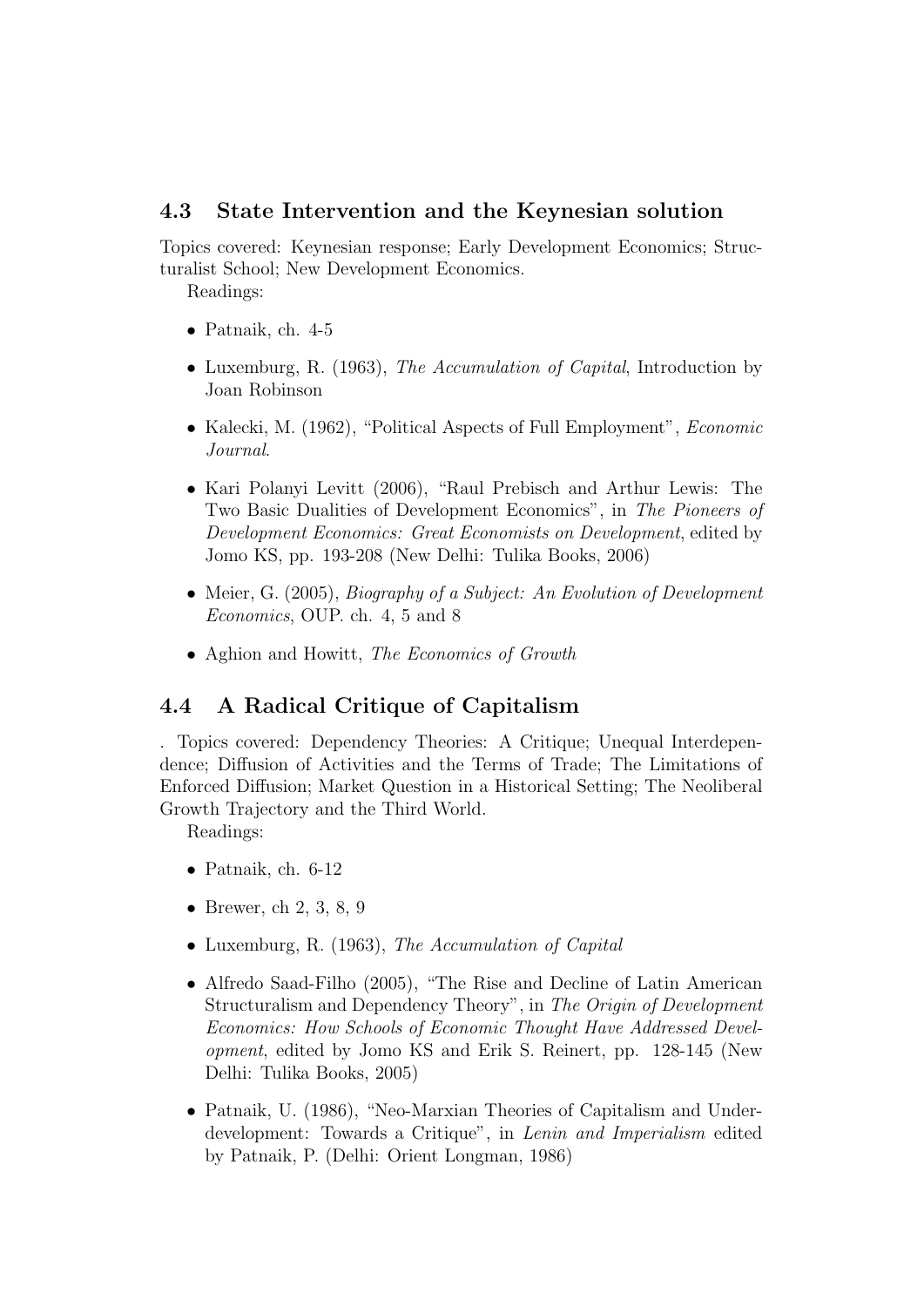## 4.3 State Intervention and the Keynesian solution

Topics covered: Keynesian response; Early Development Economics; Structuralist School; New Development Economics.

Readings:

- Patnaik, ch. 4-5
- Luxemburg, R. (1963), *The Accumulation of Capital*, Introduction by Joan Robinson
- Kalecki, M. (1962), "Political Aspects of Full Employment", *Economic Journal*.
- Kari Polanyi Levitt (2006), "Raul Prebisch and Arthur Lewis: The Two Basic Dualities of Development Economics", in *The Pioneers of Development Economics: Great Economists on Development*, edited by Jomo KS, pp. 193-208 (New Delhi: Tulika Books, 2006)
- Meier, G. (2005), *Biography of a Subject: An Evolution of Development Economics*, OUP. ch. 4, 5 and 8
- Aghion and Howitt, *The Economics of Growth*

## 4.4 A Radical Critique of Capitalism

. Topics covered: Dependency Theories: A Critique; Unequal Interdependence; Diffusion of Activities and the Terms of Trade; The Limitations of Enforced Diffusion; Market Question in a Historical Setting; The Neoliberal Growth Trajectory and the Third World.

Readings:

- Patnaik, ch. 6-12
- Brewer, ch 2, 3, 8, 9
- Luxemburg, R. (1963), *The Accumulation of Capital*
- Alfredo Saad-Filho (2005), "The Rise and Decline of Latin American Structuralism and Dependency Theory", in *The Origin of Development Economics: How Schools of Economic Thought Have Addressed Development*, edited by Jomo KS and Erik S. Reinert, pp. 128-145 (New Delhi: Tulika Books, 2005)
- Patnaik, U. (1986), "Neo-Marxian Theories of Capitalism and Underdevelopment: Towards a Critique", in *Lenin and Imperialism* edited by Patnaik, P. (Delhi: Orient Longman, 1986)